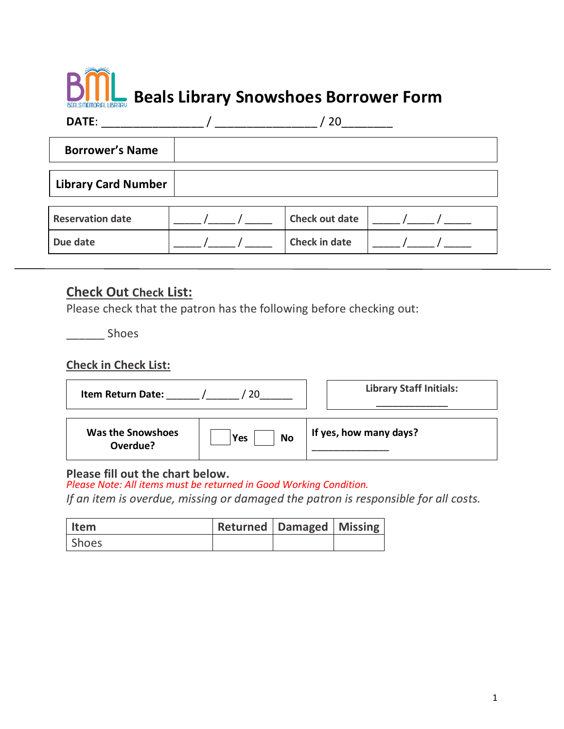# Beals Library Snowshoes Borrower Form

**DATE**: _______________ / _______________ / 20_______

| **Borrower's Name** | |
|---|---|
| **Library Card Number** | |

| **Reservation date** | _____ /_____ / _____ | **Check out date** | _____ /_____ / _____ |
|---|---|---|---|
| **Due date** | _____ /_____ / _____ | **Check in date** | _____ /_____ / _____ |

---

## Check Out Check List:

Please check that the patron has the following before checking out:

______ Shoes

## Check in Check List:

| **Item Return Date:** ______ /______ / 20______ | **Library Staff Initials:** ____________ |
|---|---|

| **Was the Snowshoes Overdue?** | ☐ **Yes** ☐ **No** | **If yes, how many days?** _____________ |
|---|---|---|

**Please fill out the chart below.**

*Please Note: All items must be returned in Good Working Condition.*

*If an item is overdue, missing or damaged the patron is responsible for all costs.*

| Item | Returned | Damaged | Missing |
|---|---|---|---|
| Shoes | | | |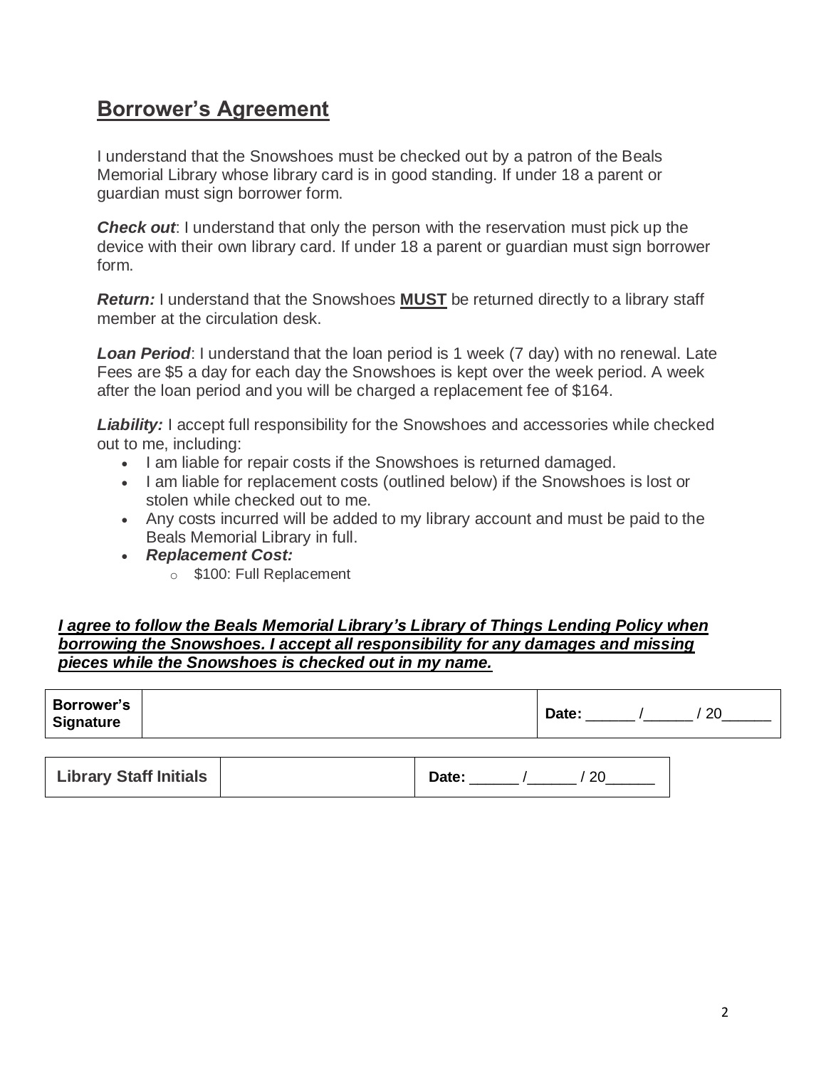## Borrower's Agreement

I understand that the Snowshoes must be checked out by a patron of the Beals Memorial Library whose library card is in good standing. If under 18 a parent or guardian must sign borrower form.

***Check out***: I understand that only the person with the reservation must pick up the device with their own library card. If under 18 a parent or guardian must sign borrower form.

***Return:*** I understand that the Snowshoes **MUST** be returned directly to a library staff member at the circulation desk.

***Loan Period***: I understand that the loan period is 1 week (7 day) with no renewal. Late Fees are $5 a day for each day the Snowshoes is kept over the week period. A week after the loan period and you will be charged a replacement fee of $164.

***Liability:*** I accept full responsibility for the Snowshoes and accessories while checked out to me, including:

- I am liable for repair costs if the Snowshoes is returned damaged.
- I am liable for replacement costs (outlined below) if the Snowshoes is lost or stolen while checked out to me.
- Any costs incurred will be added to my library account and must be paid to the Beals Memorial Library in full.
- ***Replacement Cost:***
  - $100: Full Replacement

***I agree to follow the Beals Memorial Library's Library of Things Lending Policy when borrowing the Snowshoes. I accept all responsibility for any damages and missing pieces while the Snowshoes is checked out in my name.***

| | | |
|---|---|---|
| **Borrower's Signature** | | **Date:** ______ /______ / 20______ |

| | | |
|---|---|---|
| **Library Staff Initials** | | **Date:** ______ /______ / 20______ |